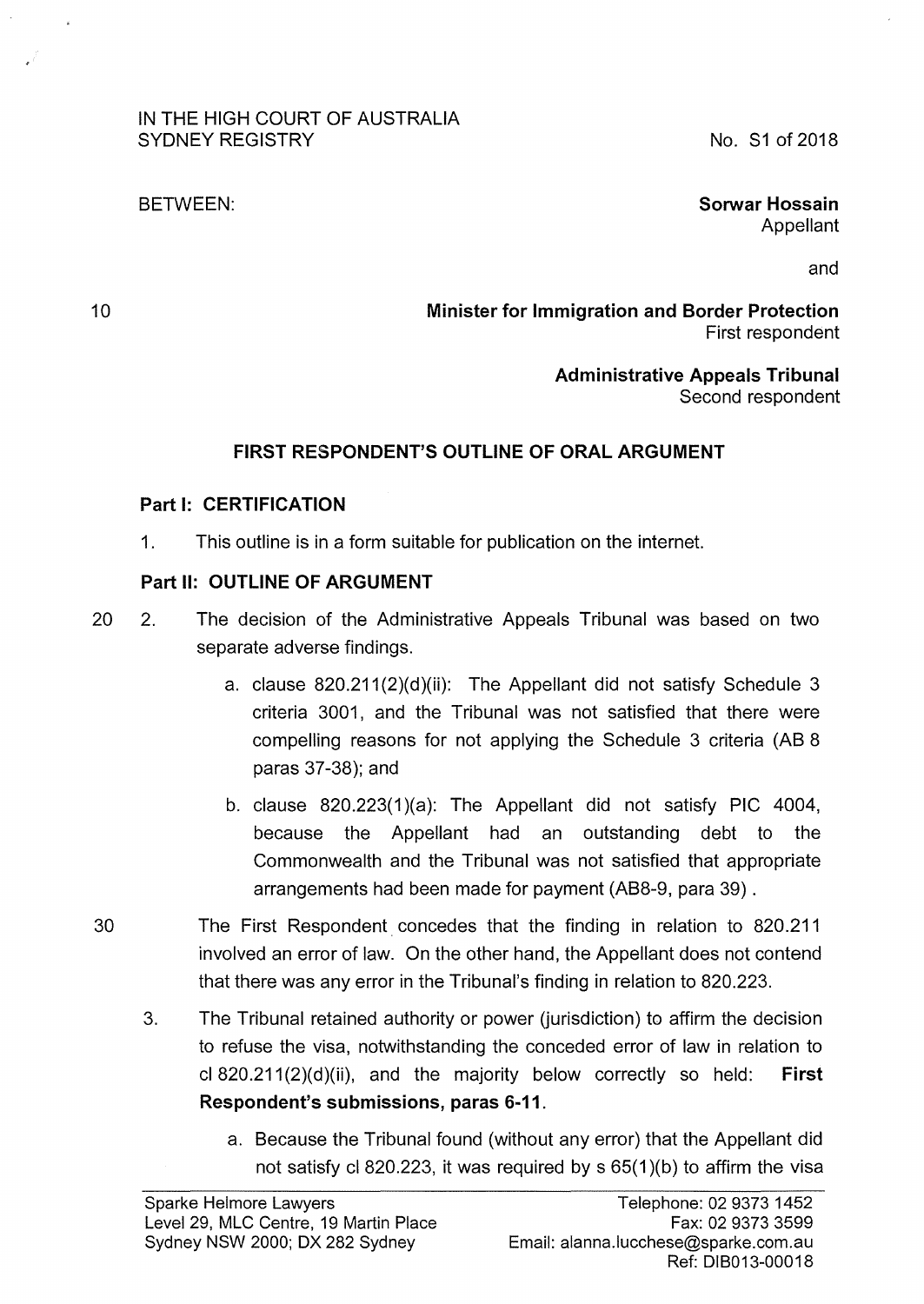IN THE HIGH COURT OF AUSTRALIA
SYDNEY REGISTRY

No. S1 of 2018

BETWEEN:

**Sorwar Hossain**
Appellant

and

**Minister for Immigration and Border Protection**
First respondent

**Administrative Appeals Tribunal**
Second respondent

## FIRST RESPONDENT'S OUTLINE OF ORAL ARGUMENT

### Part I: CERTIFICATION

1. This outline is in a form suitable for publication on the internet.

### Part II: OUTLINE OF ARGUMENT

2. The decision of the Administrative Appeals Tribunal was based on two separate adverse findings.

   a. clause 820.211(2)(d)(ii): The Appellant did not satisfy Schedule 3 criteria 3001, and the Tribunal was not satisfied that there were compelling reasons for not applying the Schedule 3 criteria (AB 8 paras 37-38); and

   b. clause 820.223(1)(a): The Appellant did not satisfy PIC 4004, because the Appellant had an outstanding debt to the Commonwealth and the Tribunal was not satisfied that appropriate arrangements had been made for payment (AB8-9, para 39).

   The First Respondent concedes that the finding in relation to 820.211 involved an error of law. On the other hand, the Appellant does not contend that there was any error in the Tribunal's finding in relation to 820.223.

3. The Tribunal retained authority or power (jurisdiction) to affirm the decision to refuse the visa, notwithstanding the conceded error of law in relation to cl 820.211(2)(d)(ii), and the majority below correctly so held: **First Respondent's submissions, paras 6-11**.

   a. Because the Tribunal found (without any error) that the Appellant did not satisfy cl 820.223, it was required by s 65(1)(b) to affirm the visa

Sparke Helmore Lawyers
Level 29, MLC Centre, 19 Martin Place
Sydney NSW 2000; DX 282 Sydney

Telephone: 02 9373 1452
Fax: 02 9373 3599
Email: alanna.lucchese@sparke.com.au
Ref: DIB013-00018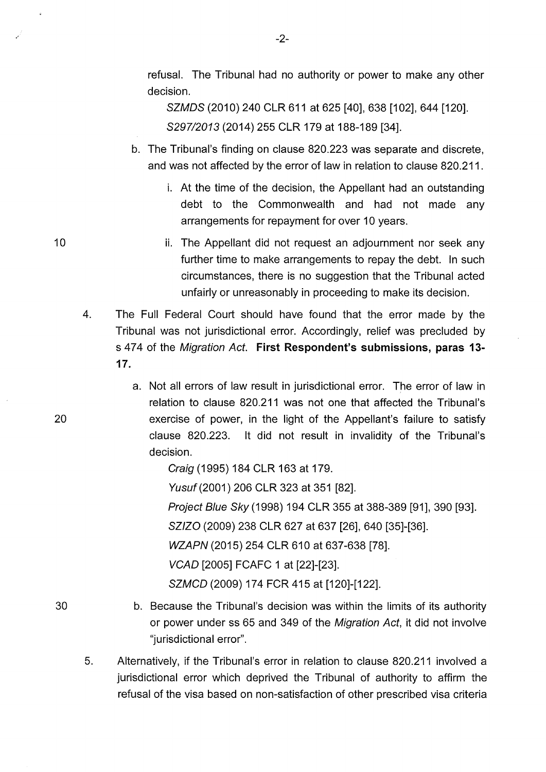refusal. The Tribunal had no authority or power to make any other decision.

*SZMDS* (2010) 240 CLR 611 at 625 [40], 638 [102], 644 [120].

*S297/2013* (2014) 255 CLR 179 at 188-189 [34].

b. The Tribunal's finding on clause 820.223 was separate and discrete, and was not affected by the error of law in relation to clause 820.211.

   i. At the time of the decision, the Appellant had an outstanding debt to the Commonwealth and had not made any arrangements for repayment for over 10 years.

   ii. The Appellant did not request an adjournment nor seek any further time to make arrangements to repay the debt. In such circumstances, there is no suggestion that the Tribunal acted unfairly or unreasonably in proceeding to make its decision.

4. The Full Federal Court should have found that the error made by the Tribunal was not jurisdictional error. Accordingly, relief was precluded by s 474 of the *Migration Act*. **First Respondent's submissions, paras 13-17.**

   a. Not all errors of law result in jurisdictional error. The error of law in relation to clause 820.211 was not one that affected the Tribunal's exercise of power, in the light of the Appellant's failure to satisfy clause 820.223. It did not result in invalidity of the Tribunal's decision.

      *Craig* (1995) 184 CLR 163 at 179.

      *Yusuf* (2001) 206 CLR 323 at 351 [82].

      *Project Blue Sky* (1998) 194 CLR 355 at 388-389 [91], 390 [93].

      *SZIZO* (2009) 238 CLR 627 at 637 [26], 640 [35]-[36].

      *WZAPN* (2015) 254 CLR 610 at 637-638 [78].

      *VCAD* [2005] FCAFC 1 at [22]-[23].

      *SZMCD* (2009) 174 FCR 415 at [120]-[122].

   b. Because the Tribunal's decision was within the limits of its authority or power under ss 65 and 349 of the *Migration Act*, it did not involve "jurisdictional error".

5. Alternatively, if the Tribunal's error in relation to clause 820.211 involved a jurisdictional error which deprived the Tribunal of authority to affirm the refusal of the visa based on non-satisfaction of other prescribed visa criteria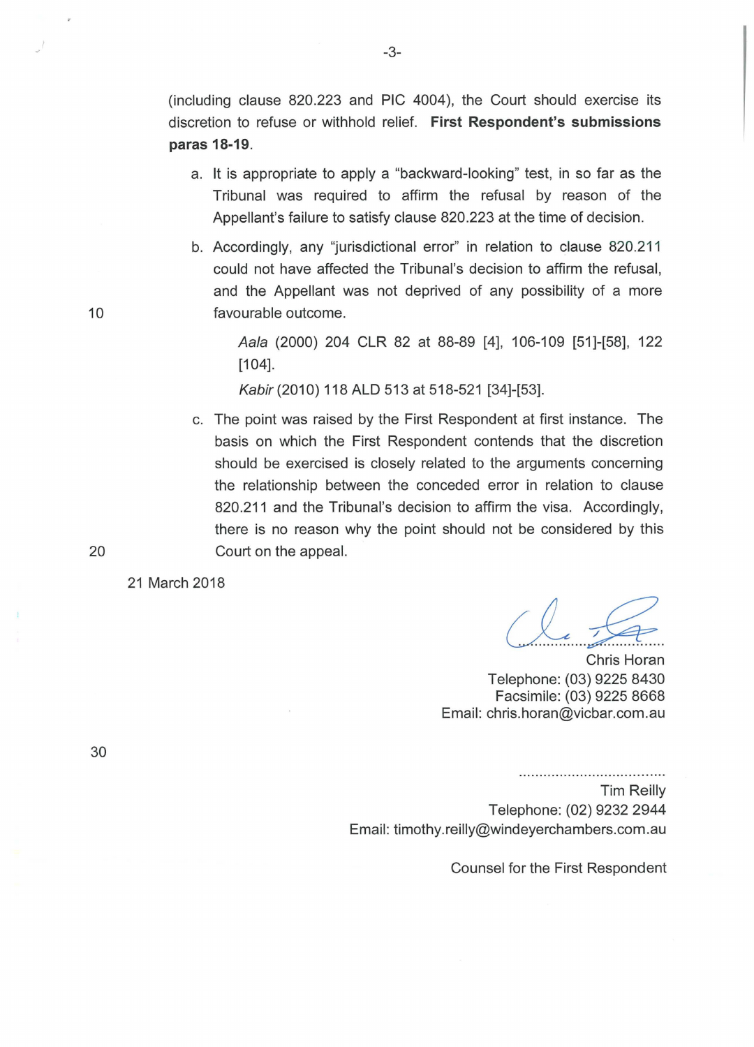(including clause 820.223 and PIC 4004), the Court should exercise its discretion to refuse or withhold relief. **First Respondent's submissions paras 18-19**.

a. It is appropriate to apply a "backward-looking" test, in so far as the Tribunal was required to affirm the refusal by reason of the Appellant's failure to satisfy clause 820.223 at the time of decision.

b. Accordingly, any "jurisdictional error" in relation to clause 820.211 could not have affected the Tribunal's decision to affirm the refusal, and the Appellant was not deprived of any possibility of a more favourable outcome.

   *Aala* (2000) 204 CLR 82 at 88-89 [4], 106-109 [51]-[58], 122 [104].

   *Kabir* (2010) 118 ALD 513 at 518-521 [34]-[53].

c. The point was raised by the First Respondent at first instance. The basis on which the First Respondent contends that the discretion should be exercised is closely related to the arguments concerning the relationship between the conceded error in relation to clause 820.211 and the Tribunal's decision to affirm the visa. Accordingly, there is no reason why the point should not be considered by this Court on the appeal.

21 March 2018

Chris Horan
Telephone: (03) 9225 8430
Facsimile: (03) 9225 8668
Email: chris.horan@vicbar.com.au

Tim Reilly
Telephone: (02) 9232 2944
Email: timothy.reilly@windeyerchambers.com.au

Counsel for the First Respondent